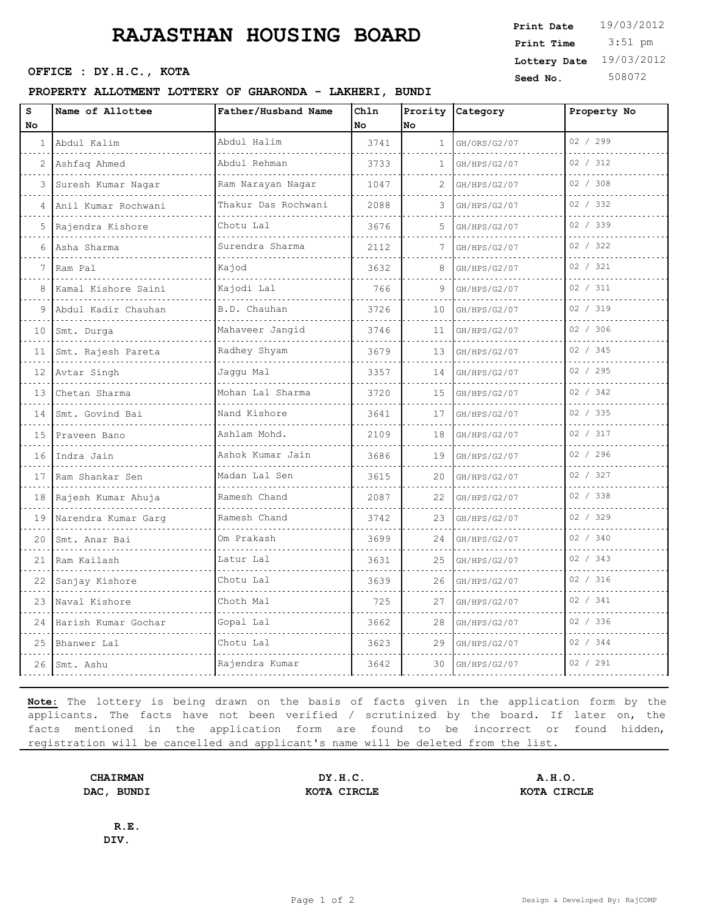# RAJASTHAN HOUSING BOARD

| | |
|---|---|
| **Print Date** | 19/03/2012 |
| **Print Time** | 3:51 pm |
| **Lottery Date** | 19/03/2012 |
| **Seed No.** | 508072 |

**OFFICE : DY.H.C., KOTA**

**PROPERTY ALLOTMENT LOTTERY OF GHARONDA - LAKHERI, BUNDI**

| S No | Name of Allottee | Father/Husband Name | Chln No | Prority No | Category | Property No |
|---|---|---|---|---|---|---|
| 1 | Abdul Kalim | Abdul Halim | 3741 | 1 | GH/ORS/G2/07 | 02 / 299 |
| 2 | Ashfaq Ahmed | Abdul Rehman | 3733 | 1 | GH/HPS/G2/07 | 02 / 312 |
| 3 | Suresh Kumar Nagar | Ram Narayan Nagar | 1047 | 2 | GH/HPS/G2/07 | 02 / 308 |
| 4 | Anil Kumar Rochwani | Thakur Das Rochwani | 2088 | 3 | GH/HPS/G2/07 | 02 / 332 |
| 5 | Rajendra Kishore | Chotu Lal | 3676 | 5 | GH/HPS/G2/07 | 02 / 339 |
| 6 | Asha Sharma | Surendra Sharma | 2112 | 7 | GH/HPS/G2/07 | 02 / 322 |
| 7 | Ram Pal | Kajod | 3632 | 8 | GH/HPS/G2/07 | 02 / 321 |
| 8 | Kamal Kishore Saini | Kajodi Lal | 766 | 9 | GH/HPS/G2/07 | 02 / 311 |
| 9 | Abdul Kadir Chauhan | B.D. Chauhan | 3726 | 10 | GH/HPS/G2/07 | 02 / 319 |
| 10 | Smt. Durga | Mahaveer Jangid | 3746 | 11 | GH/HPS/G2/07 | 02 / 306 |
| 11 | Smt. Rajesh Pareta | Radhey Shyam | 3679 | 13 | GH/HPS/G2/07 | 02 / 345 |
| 12 | Avtar Singh | Jaggu Mal | 3357 | 14 | GH/HPS/G2/07 | 02 / 295 |
| 13 | Chetan Sharma | Mohan Lal Sharma | 3720 | 15 | GH/HPS/G2/07 | 02 / 342 |
| 14 | Smt. Govind Bai | Nand Kishore | 3641 | 17 | GH/HPS/G2/07 | 02 / 335 |
| 15 | Praveen Bano | Ashlam Mohd. | 2109 | 18 | GH/HPS/G2/07 | 02 / 317 |
| 16 | Indra Jain | Ashok Kumar Jain | 3686 | 19 | GH/HPS/G2/07 | 02 / 296 |
| 17 | Ram Shankar Sen | Madan Lal Sen | 3615 | 20 | GH/HPS/G2/07 | 02 / 327 |
| 18 | Rajesh Kumar Ahuja | Ramesh Chand | 2087 | 22 | GH/HPS/G2/07 | 02 / 338 |
| 19 | Narendra Kumar Garg | Ramesh Chand | 3742 | 23 | GH/HPS/G2/07 | 02 / 329 |
| 20 | Smt. Anar Bai | Om Prakash | 3699 | 24 | GH/HPS/G2/07 | 02 / 340 |
| 21 | Ram Kailash | Latur Lal | 3631 | 25 | GH/HPS/G2/07 | 02 / 343 |
| 22 | Sanjay Kishore | Chotu Lal | 3639 | 26 | GH/HPS/G2/07 | 02 / 316 |
| 23 | Naval Kishore | Choth Mal | 725 | 27 | GH/HPS/G2/07 | 02 / 341 |
| 24 | Harish Kumar Gochar | Gopal Lal | 3662 | 28 | GH/HPS/G2/07 | 02 / 336 |
| 25 | Bhanwer Lal | Chotu Lal | 3623 | 29 | GH/HPS/G2/07 | 02 / 344 |
| 26 | Smt. Ashu | Rajendra Kumar | 3642 | 30 | GH/HPS/G2/07 | 02 / 291 |

**Note:** The lottery is being drawn on the basis of facts given in the application form by the applicants. The facts have not been verified / scrutinized by the board. If later on, the facts mentioned in the application form are found to be incorrect or found hidden, registration will be cancelled and applicant's name will be deleted from the list.

| | | |
|---|---|---|
| **CHAIRMAN**<br>**DAC, BUNDI** | **DY.H.C.**<br>**KOTA CIRCLE** | **A.H.O.**<br>**KOTA CIRCLE** |

**R.E.**
**DIV.**

Design & Developed By: RajCOMP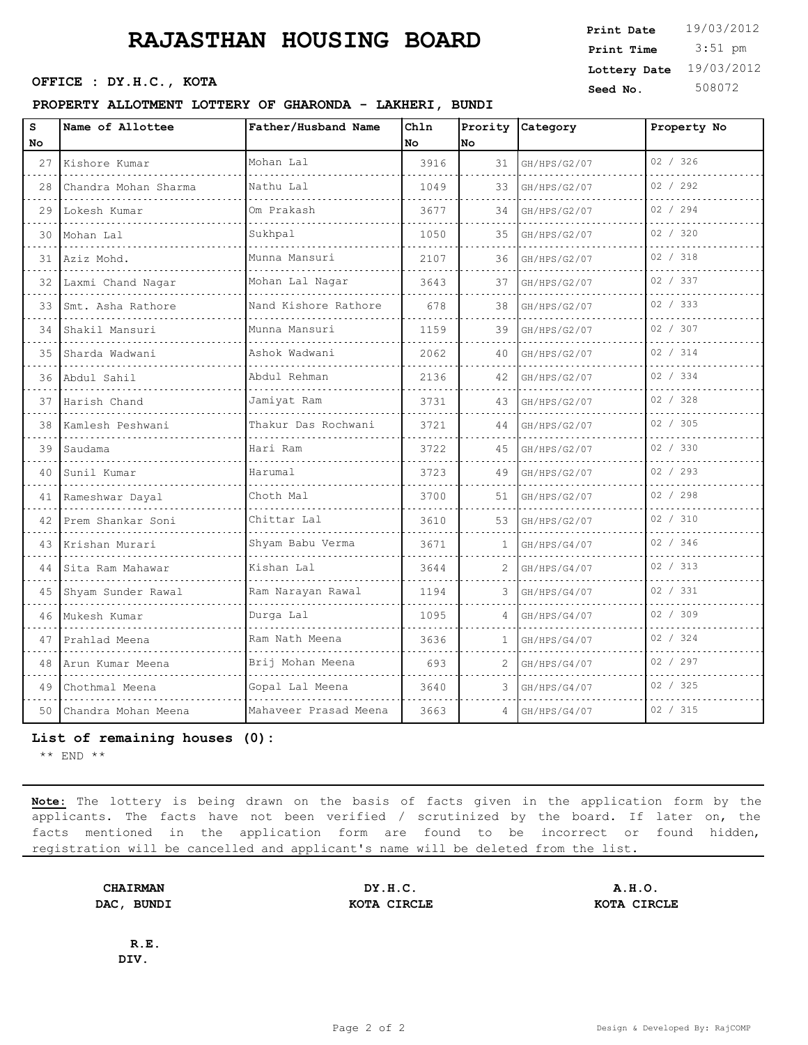# RAJASTHAN HOUSING BOARD

**Print Date** 19/03/2012
**Print Time** 3:51 pm
**Lottery Date** 19/03/2012
**Seed No.** 508072

**OFFICE : DY.H.C., KOTA**

**PROPERTY ALLOTMENT LOTTERY OF GHARONDA - LAKHERI, BUNDI**

| S No | Name of Allottee | Father/Husband Name | Chln No | Prority No | Category | Property No |
|---|---|---|---|---|---|---|
| 27 | Kishore Kumar | Mohan Lal | 3916 | 31 | GH/HPS/G2/07 | 02 / 326 |
| 28 | Chandra Mohan Sharma | Nathu Lal | 1049 | 33 | GH/HPS/G2/07 | 02 / 292 |
| 29 | Lokesh Kumar | Om Prakash | 3677 | 34 | GH/HPS/G2/07 | 02 / 294 |
| 30 | Mohan Lal | Sukhpal | 1050 | 35 | GH/HPS/G2/07 | 02 / 320 |
| 31 | Aziz Mohd. | Munna Mansuri | 2107 | 36 | GH/HPS/G2/07 | 02 / 318 |
| 32 | Laxmi Chand Nagar | Mohan Lal Nagar | 3643 | 37 | GH/HPS/G2/07 | 02 / 337 |
| 33 | Smt. Asha Rathore | Nand Kishore Rathore | 678 | 38 | GH/HPS/G2/07 | 02 / 333 |
| 34 | Shakil Mansuri | Munna Mansuri | 1159 | 39 | GH/HPS/G2/07 | 02 / 307 |
| 35 | Sharda Wadwani | Ashok Wadwani | 2062 | 40 | GH/HPS/G2/07 | 02 / 314 |
| 36 | Abdul Sahil | Abdul Rehman | 2136 | 42 | GH/HPS/G2/07 | 02 / 334 |
| 37 | Harish Chand | Jamiyat Ram | 3731 | 43 | GH/HPS/G2/07 | 02 / 328 |
| 38 | Kamlesh Peshwani | Thakur Das Rochwani | 3721 | 44 | GH/HPS/G2/07 | 02 / 305 |
| 39 | Saudama | Hari Ram | 3722 | 45 | GH/HPS/G2/07 | 02 / 330 |
| 40 | Sunil Kumar | Harumal | 3723 | 49 | GH/HPS/G2/07 | 02 / 293 |
| 41 | Rameshwar Dayal | Choth Mal | 3700 | 51 | GH/HPS/G2/07 | 02 / 298 |
| 42 | Prem Shankar Soni | Chittar Lal | 3610 | 53 | GH/HPS/G2/07 | 02 / 310 |
| 43 | Krishan Murari | Shyam Babu Verma | 3671 | 1 | GH/HPS/G4/07 | 02 / 346 |
| 44 | Sita Ram Mahawar | Kishan Lal | 3644 | 2 | GH/HPS/G4/07 | 02 / 313 |
| 45 | Shyam Sunder Rawal | Ram Narayan Rawal | 1194 | 3 | GH/HPS/G4/07 | 02 / 331 |
| 46 | Mukesh Kumar | Durga Lal | 1095 | 4 | GH/HPS/G4/07 | 02 / 309 |
| 47 | Prahlad Meena | Ram Nath Meena | 3636 | 1 | GH/HPS/G4/07 | 02 / 324 |
| 48 | Arun Kumar Meena | Brij Mohan Meena | 693 | 2 | GH/HPS/G4/07 | 02 / 297 |
| 49 | Chothmal Meena | Gopal Lal Meena | 3640 | 3 | GH/HPS/G4/07 | 02 / 325 |
| 50 | Chandra Mohan Meena | Mahaveer Prasad Meena | 3663 | 4 | GH/HPS/G4/07 | 02 / 315 |

**List of remaining houses (0):**

** END **

**Note:** The lottery is being drawn on the basis of facts given in the application form by the applicants. The facts have not been verified / scrutinized by the board. If later on, the facts mentioned in the application form are found to be incorrect or found hidden, registration will be cancelled and applicant's name will be deleted from the list.

**CHAIRMAN**
**DAC, BUNDI**

**DY.H.C.**
**KOTA CIRCLE**

**A.H.O.**
**KOTA CIRCLE**

**R.E.**
**DIV.**

Design & Developed By: RajCOMP